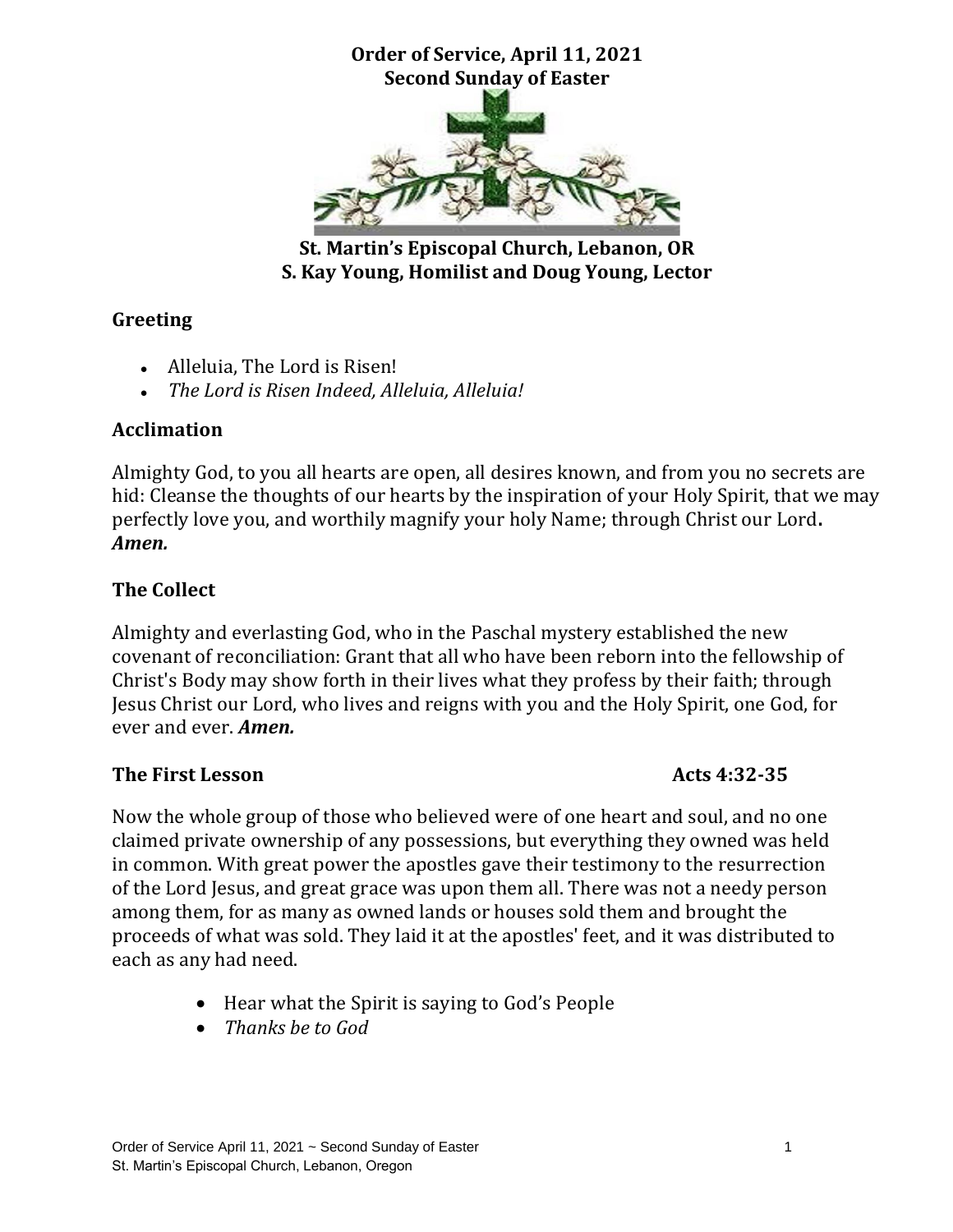**Order of Service, April 11, 2021**
**Second Sunday of Easter**

**St. Martin's Episcopal Church, Lebanon, OR**
**S. Kay Young, Homilist and Doug Young, Lector**

## Greeting

- Alleluia, The Lord is Risen!
- *The Lord is Risen Indeed, Alleluia, Alleluia!*

## Acclimation

Almighty God, to you all hearts are open, all desires known, and from you no secrets are hid: Cleanse the thoughts of our hearts by the inspiration of your Holy Spirit, that we may perfectly love you, and worthily magnify your holy Name; through Christ our Lord**.**
***Amen.***

## The Collect

Almighty and everlasting God, who in the Paschal mystery established the new covenant of reconciliation: Grant that all who have been reborn into the fellowship of Christ's Body may show forth in their lives what they profess by their faith; through Jesus Christ our Lord, who lives and reigns with you and the Holy Spirit, one God, for ever and ever. ***Amen.***

## The First Lesson — Acts 4:32-35

Now the whole group of those who believed were of one heart and soul, and no one claimed private ownership of any possessions, but everything they owned was held in common. With great power the apostles gave their testimony to the resurrection of the Lord Jesus, and great grace was upon them all. There was not a needy person among them, for as many as owned lands or houses sold them and brought the proceeds of what was sold. They laid it at the apostles' feet, and it was distributed to each as any had need.

- Hear what the Spirit is saying to God's People
- *Thanks be to God*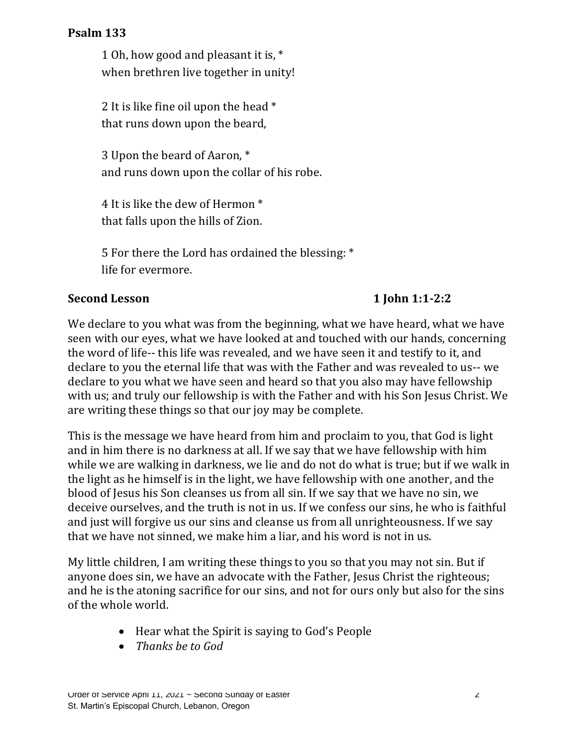**Psalm 133**

1 Oh, how good and pleasant it is, *
when brethren live together in unity!

2 It is like fine oil upon the head *
that runs down upon the beard,

3 Upon the beard of Aaron, *
and runs down upon the collar of his robe.

4 It is like the dew of Hermon *
that falls upon the hills of Zion.

5 For there the Lord has ordained the blessing: *
life for evermore.

**Second Lesson** **1 John 1:1-2:2**

We declare to you what was from the beginning, what we have heard, what we have seen with our eyes, what we have looked at and touched with our hands, concerning the word of life-- this life was revealed, and we have seen it and testify to it, and declare to you the eternal life that was with the Father and was revealed to us-- we declare to you what we have seen and heard so that you also may have fellowship with us; and truly our fellowship is with the Father and with his Son Jesus Christ. We are writing these things so that our joy may be complete.

This is the message we have heard from him and proclaim to you, that God is light and in him there is no darkness at all. If we say that we have fellowship with him while we are walking in darkness, we lie and do not do what is true; but if we walk in the light as he himself is in the light, we have fellowship with one another, and the blood of Jesus his Son cleanses us from all sin. If we say that we have no sin, we deceive ourselves, and the truth is not in us. If we confess our sins, he who is faithful and just will forgive us our sins and cleanse us from all unrighteousness. If we say that we have not sinned, we make him a liar, and his word is not in us.

My little children, I am writing these things to you so that you may not sin. But if anyone does sin, we have an advocate with the Father, Jesus Christ the righteous; and he is the atoning sacrifice for our sins, and not for ours only but also for the sins of the whole world.

- Hear what the Spirit is saying to God's People
- *Thanks be to God*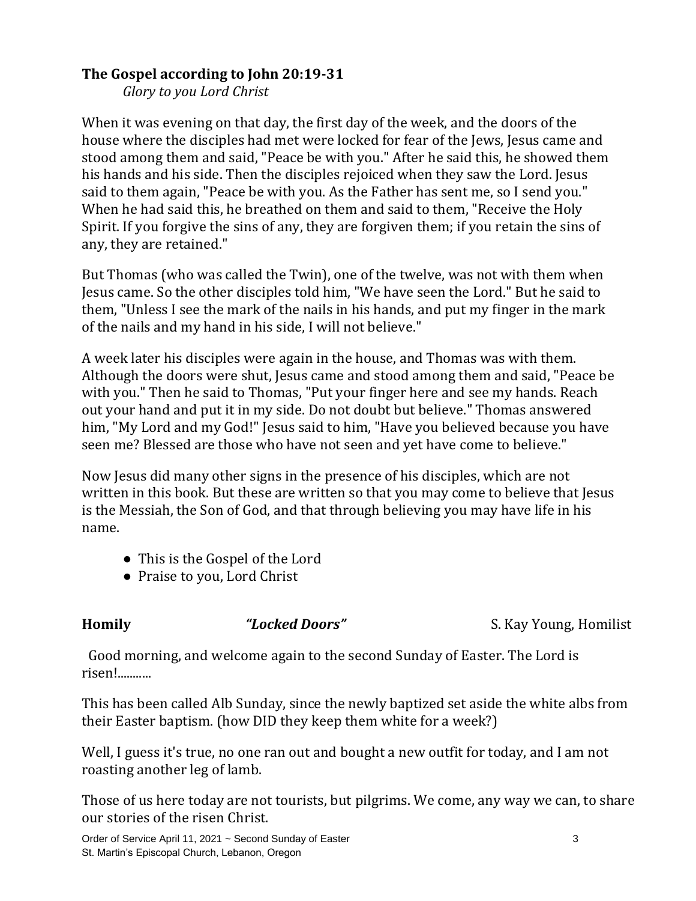**The Gospel according to John 20:19-31**

*Glory to you Lord Christ*

When it was evening on that day, the first day of the week, and the doors of the house where the disciples had met were locked for fear of the Jews, Jesus came and stood among them and said, "Peace be with you." After he said this, he showed them his hands and his side. Then the disciples rejoiced when they saw the Lord. Jesus said to them again, "Peace be with you. As the Father has sent me, so I send you." When he had said this, he breathed on them and said to them, "Receive the Holy Spirit. If you forgive the sins of any, they are forgiven them; if you retain the sins of any, they are retained."

But Thomas (who was called the Twin), one of the twelve, was not with them when Jesus came. So the other disciples told him, "We have seen the Lord." But he said to them, "Unless I see the mark of the nails in his hands, and put my finger in the mark of the nails and my hand in his side, I will not believe."

A week later his disciples were again in the house, and Thomas was with them. Although the doors were shut, Jesus came and stood among them and said, "Peace be with you." Then he said to Thomas, "Put your finger here and see my hands. Reach out your hand and put it in my side. Do not doubt but believe." Thomas answered him, "My Lord and my God!" Jesus said to him, "Have you believed because you have seen me? Blessed are those who have not seen and yet have come to believe."

Now Jesus did many other signs in the presence of his disciples, which are not written in this book. But these are written so that you may come to believe that Jesus is the Messiah, the Son of God, and that through believing you may have life in his name.

- This is the Gospel of the Lord
- Praise to you, Lord Christ

**Homily** ***"Locked Doors"*** S. Kay Young, Homilist

Good morning, and welcome again to the second Sunday of Easter. The Lord is risen!..........

This has been called Alb Sunday, since the newly baptized set aside the white albs from their Easter baptism. (how DID they keep them white for a week?)

Well, I guess it's true, no one ran out and bought a new outfit for today, and I am not roasting another leg of lamb.

Those of us here today are not tourists, but pilgrims. We come, any way we can, to share our stories of the risen Christ.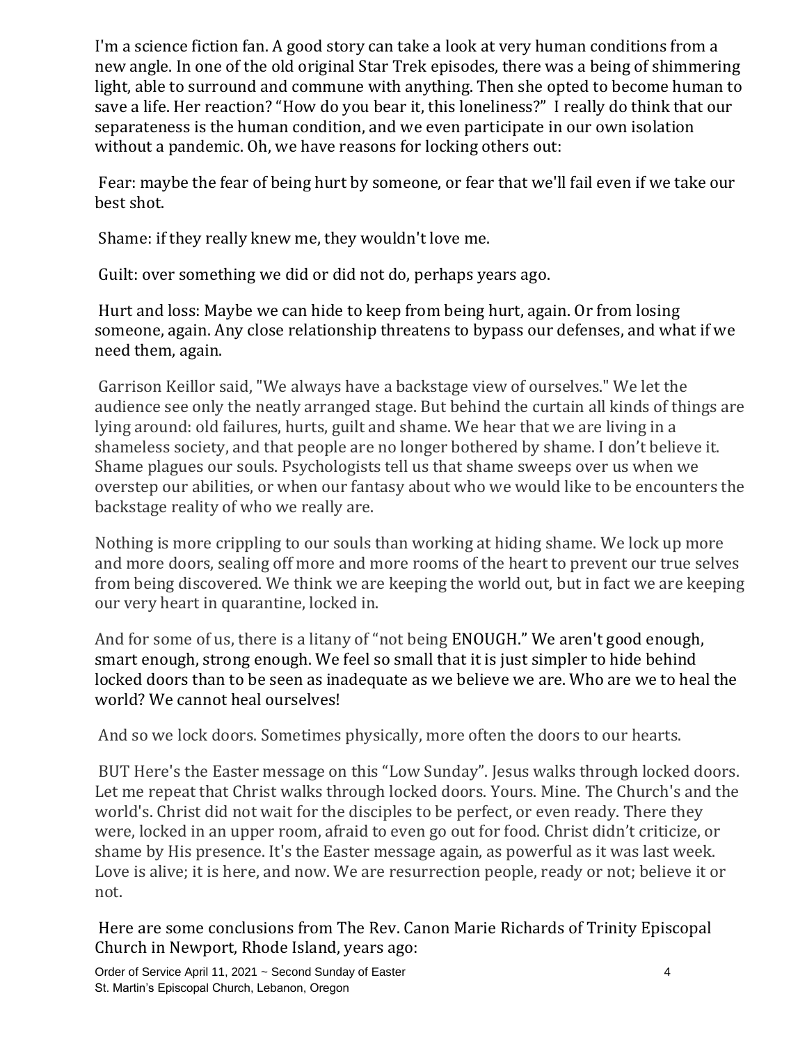I'm a science fiction fan. A good story can take a look at very human conditions from a new angle. In one of the old original Star Trek episodes, there was a being of shimmering light, able to surround and commune with anything. Then she opted to become human to save a life. Her reaction? "How do you bear it, this loneliness?" I really do think that our separateness is the human condition, and we even participate in our own isolation without a pandemic. Oh, we have reasons for locking others out:

Fear: maybe the fear of being hurt by someone, or fear that we'll fail even if we take our best shot.

Shame: if they really knew me, they wouldn't love me.

Guilt: over something we did or did not do, perhaps years ago.

Hurt and loss: Maybe we can hide to keep from being hurt, again. Or from losing someone, again. Any close relationship threatens to bypass our defenses, and what if we need them, again.

Garrison Keillor said, "We always have a backstage view of ourselves." We let the audience see only the neatly arranged stage. But behind the curtain all kinds of things are lying around: old failures, hurts, guilt and shame. We hear that we are living in a shameless society, and that people are no longer bothered by shame. I don't believe it. Shame plagues our souls. Psychologists tell us that shame sweeps over us when we overstep our abilities, or when our fantasy about who we would like to be encounters the backstage reality of who we really are.

Nothing is more crippling to our souls than working at hiding shame. We lock up more and more doors, sealing off more and more rooms of the heart to prevent our true selves from being discovered. We think we are keeping the world out, but in fact we are keeping our very heart in quarantine, locked in.

And for some of us, there is a litany of "not being ENOUGH." We aren't good enough, smart enough, strong enough. We feel so small that it is just simpler to hide behind locked doors than to be seen as inadequate as we believe we are. Who are we to heal the world? We cannot heal ourselves!

And so we lock doors. Sometimes physically, more often the doors to our hearts.

BUT Here's the Easter message on this "Low Sunday". Jesus walks through locked doors. Let me repeat that Christ walks through locked doors. Yours. Mine. The Church's and the world's. Christ did not wait for the disciples to be perfect, or even ready. There they were, locked in an upper room, afraid to even go out for food. Christ didn't criticize, or shame by His presence. It's the Easter message again, as powerful as it was last week. Love is alive; it is here, and now. We are resurrection people, ready or not; believe it or not.

Here are some conclusions from The Rev. Canon Marie Richards of Trinity Episcopal Church in Newport, Rhode Island, years ago: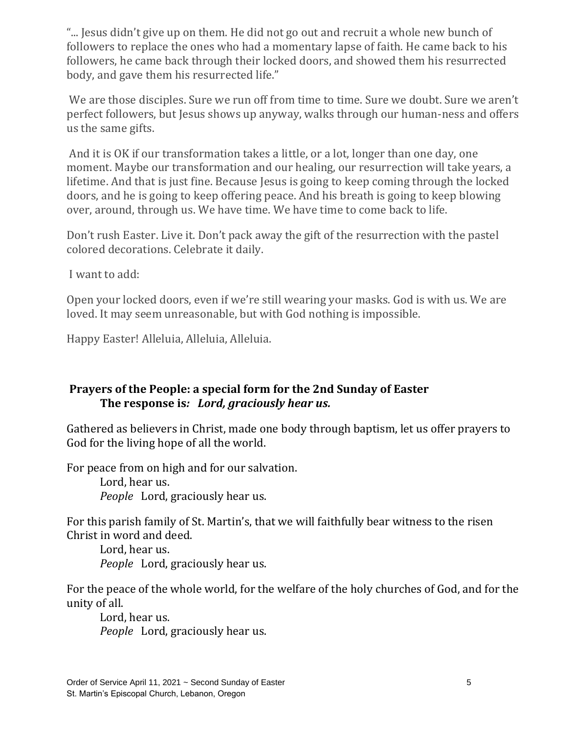"... Jesus didn't give up on them. He did not go out and recruit a whole new bunch of followers to replace the ones who had a momentary lapse of faith. He came back to his followers, he came back through their locked doors, and showed them his resurrected body, and gave them his resurrected life."

We are those disciples. Sure we run off from time to time. Sure we doubt. Sure we aren't perfect followers, but Jesus shows up anyway, walks through our human-ness and offers us the same gifts.

And it is OK if our transformation takes a little, or a lot, longer than one day, one moment. Maybe our transformation and our healing, our resurrection will take years, a lifetime. And that is just fine. Because Jesus is going to keep coming through the locked doors, and he is going to keep offering peace. And his breath is going to keep blowing over, around, through us. We have time. We have time to come back to life.

Don't rush Easter. Live it. Don't pack away the gift of the resurrection with the pastel colored decorations. Celebrate it daily.

I want to add:

Open your locked doors, even if we're still wearing your masks. God is with us. We are loved. It may seem unreasonable, but with God nothing is impossible.

Happy Easter! Alleluia, Alleluia, Alleluia.

## Prayers of the People: a special form for the 2nd Sunday of Easter

**The response is*: Lord, graciously hear us.***

Gathered as believers in Christ, made one body through baptism, let us offer prayers to God for the living hope of all the world.

For peace from on high and for our salvation.
Lord, hear us.
*People* Lord, graciously hear us.

For this parish family of St. Martin's, that we will faithfully bear witness to the risen Christ in word and deed.
Lord, hear us.
*People* Lord, graciously hear us.

For the peace of the whole world, for the welfare of the holy churches of God, and for the unity of all.
Lord, hear us.
*People* Lord, graciously hear us.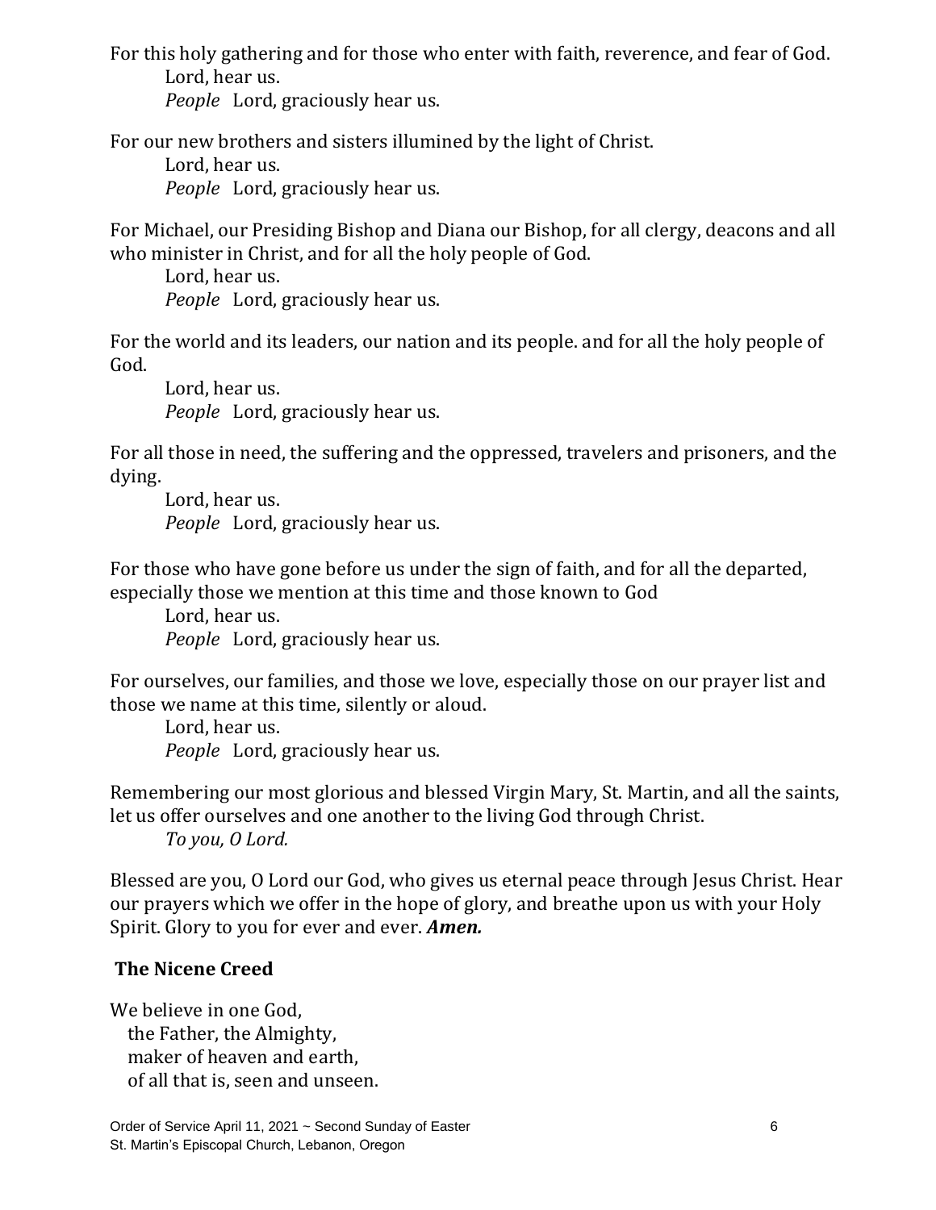For this holy gathering and for those who enter with faith, reverence, and fear of God.

Lord, hear us.
*People* Lord, graciously hear us.

For our new brothers and sisters illumined by the light of Christ.

Lord, hear us.
*People* Lord, graciously hear us.

For Michael, our Presiding Bishop and Diana our Bishop, for all clergy, deacons and all who minister in Christ, and for all the holy people of God.

Lord, hear us.
*People* Lord, graciously hear us.

For the world and its leaders, our nation and its people. and for all the holy people of God.

Lord, hear us.
*People* Lord, graciously hear us.

For all those in need, the suffering and the oppressed, travelers and prisoners, and the dying.

Lord, hear us.
*People* Lord, graciously hear us.

For those who have gone before us under the sign of faith, and for all the departed, especially those we mention at this time and those known to God

Lord, hear us.
*People* Lord, graciously hear us.

For ourselves, our families, and those we love, especially those on our prayer list and those we name at this time, silently or aloud.

Lord, hear us.
*People* Lord, graciously hear us.

Remembering our most glorious and blessed Virgin Mary, St. Martin, and all the saints, let us offer ourselves and one another to the living God through Christ.

*To you, O Lord.*

Blessed are you, O Lord our God, who gives us eternal peace through Jesus Christ. Hear our prayers which we offer in the hope of glory, and breathe upon us with your Holy Spirit. Glory to you for ever and ever. ***Amen.***

**The Nicene Creed**

We believe in one God,
the Father, the Almighty,
maker of heaven and earth,
of all that is, seen and unseen.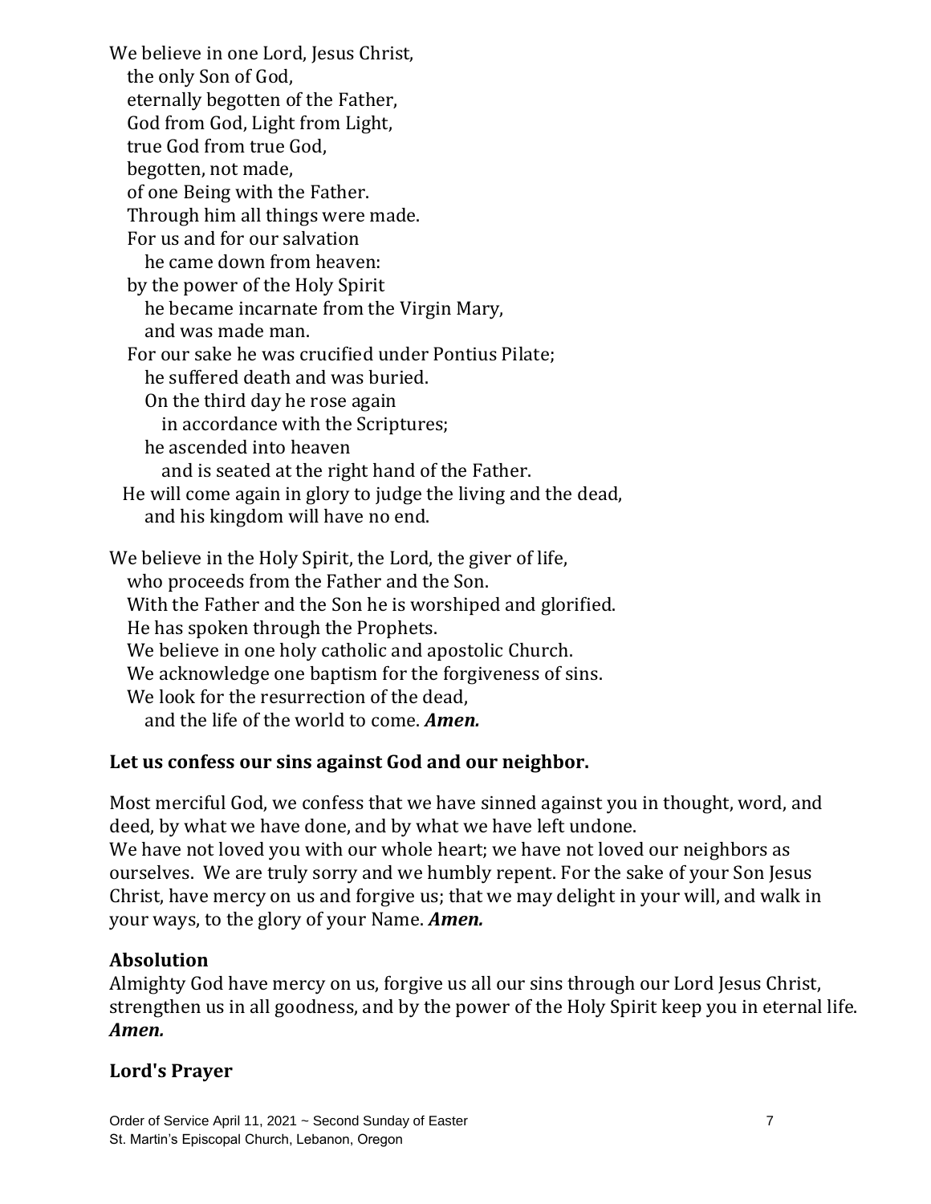We believe in one Lord, Jesus Christ,
the only Son of God,
eternally begotten of the Father,
God from God, Light from Light,
true God from true God,
begotten, not made,
of one Being with the Father.
Through him all things were made.
For us and for our salvation
he came down from heaven:
by the power of the Holy Spirit
he became incarnate from the Virgin Mary,
and was made man.
For our sake he was crucified under Pontius Pilate;
he suffered death and was buried.
On the third day he rose again
in accordance with the Scriptures;
he ascended into heaven
and is seated at the right hand of the Father.
He will come again in glory to judge the living and the dead,
and his kingdom will have no end.

We believe in the Holy Spirit, the Lord, the giver of life,
who proceeds from the Father and the Son.
With the Father and the Son he is worshiped and glorified.
He has spoken through the Prophets.
We believe in one holy catholic and apostolic Church.
We acknowledge one baptism for the forgiveness of sins.
We look for the resurrection of the dead,
and the life of the world to come. ***Amen.***

**Let us confess our sins against God and our neighbor.**

Most merciful God, we confess that we have sinned against you in thought, word, and deed, by what we have done, and by what we have left undone.
We have not loved you with our whole heart; we have not loved our neighbors as ourselves. We are truly sorry and we humbly repent. For the sake of your Son Jesus Christ, have mercy on us and forgive us; that we may delight in your will, and walk in your ways, to the glory of your Name. ***Amen.***

**Absolution**

Almighty God have mercy on us, forgive us all our sins through our Lord Jesus Christ, strengthen us in all goodness, and by the power of the Holy Spirit keep you in eternal life. ***Amen.***

**Lord's Prayer**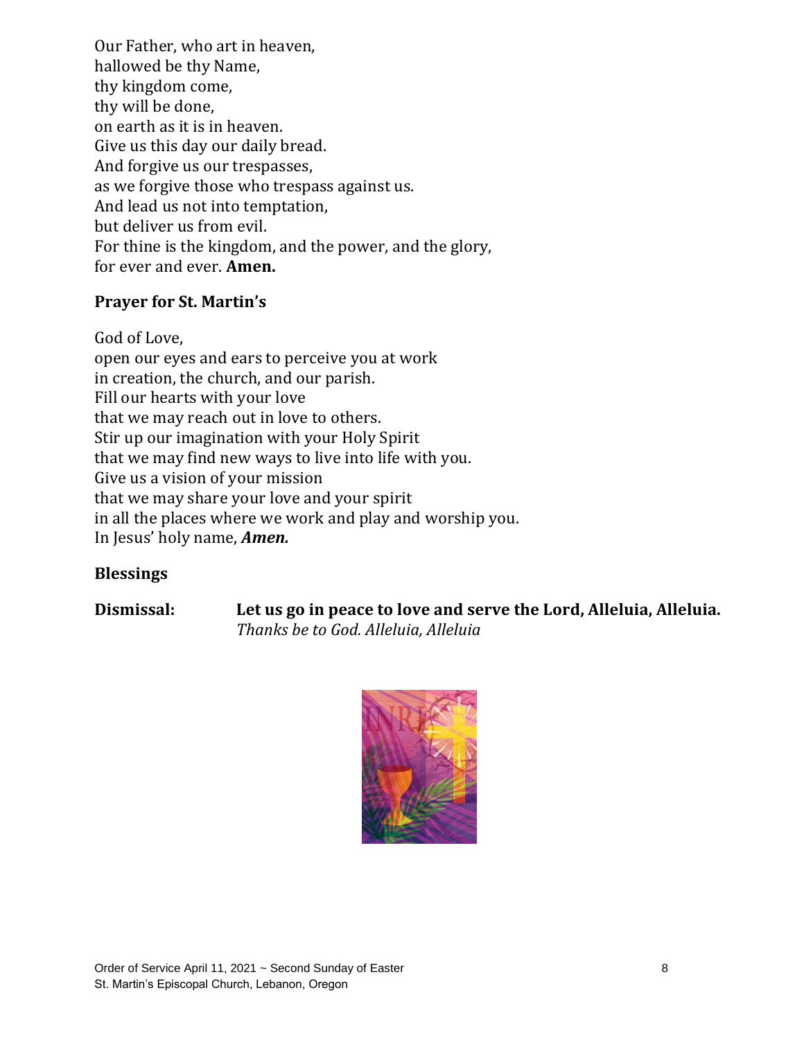Our Father, who art in heaven,
hallowed be thy Name,
thy kingdom come,
thy will be done,
on earth as it is in heaven.
Give us this day our daily bread.
And forgive us our trespasses,
as we forgive those who trespass against us.
And lead us not into temptation,
but deliver us from evil.
For thine is the kingdom, and the power, and the glory,
for ever and ever. **Amen.**

**Prayer for St. Martin's**

God of Love,
open our eyes and ears to perceive you at work
in creation, the church, and our parish.
Fill our hearts with your love
that we may reach out in love to others.
Stir up our imagination with your Holy Spirit
that we may find new ways to live into life with you.
Give us a vision of your mission
that we may share your love and your spirit
in all the places where we work and play and worship you.
In Jesus' holy name, ***Amen.***

**Blessings**

**Dismissal:** **Let us go in peace to love and serve the Lord, Alleluia, Alleluia.**
*Thanks be to God. Alleluia, Alleluia*